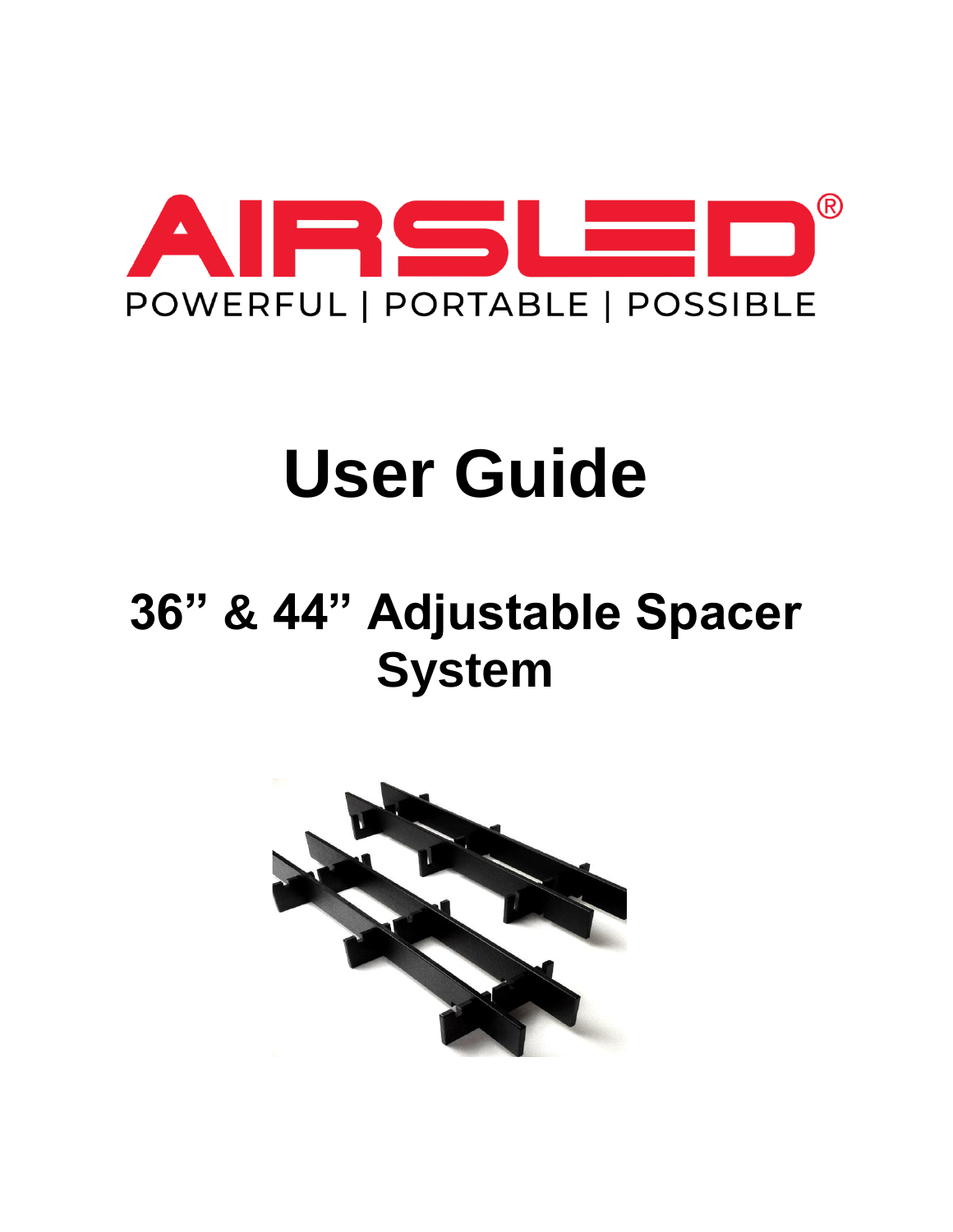AIRSLED®

POWERFUL | PORTABLE | POSSIBLE

# User Guide

## 36” & 44” Adjustable Spacer System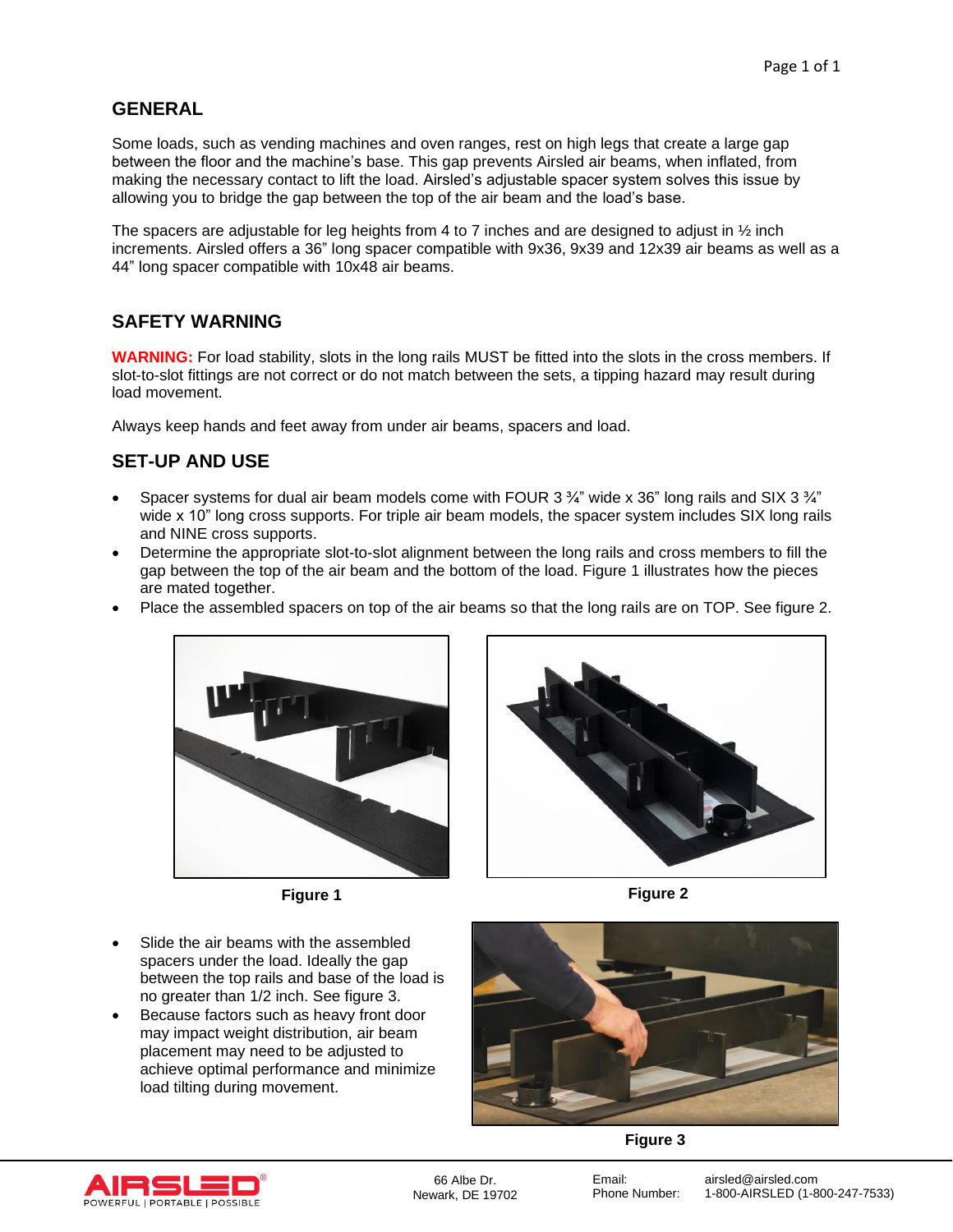## GENERAL

Some loads, such as vending machines and oven ranges, rest on high legs that create a large gap between the floor and the machine's base. This gap prevents Airsled air beams, when inflated, from making the necessary contact to lift the load. Airsled's adjustable spacer system solves this issue by allowing you to bridge the gap between the top of the air beam and the load's base.

The spacers are adjustable for leg heights from 4 to 7 inches and are designed to adjust in ½ inch increments. Airsled offers a 36" long spacer compatible with 9x36, 9x39 and 12x39 air beams as well as a 44" long spacer compatible with 10x48 air beams.

## SAFETY WARNING

**WARNING:** For load stability, slots in the long rails MUST be fitted into the slots in the cross members. If slot-to-slot fittings are not correct or do not match between the sets, a tipping hazard may result during load movement.

Always keep hands and feet away from under air beams, spacers and load.

## SET-UP AND USE

- Spacer systems for dual air beam models come with FOUR 3 ¾" wide x 36" long rails and SIX 3 ¾" wide x 10" long cross supports. For triple air beam models, the spacer system includes SIX long rails and NINE cross supports.
- Determine the appropriate slot-to-slot alignment between the long rails and cross members to fill the gap between the top of the air beam and the bottom of the load. Figure 1 illustrates how the pieces are mated together.
- Place the assembled spacers on top of the air beams so that the long rails are on TOP. See figure 2.

**Figure 1**

**Figure 2**

- Slide the air beams with the assembled spacers under the load. Ideally the gap between the top rails and base of the load is no greater than 1/2 inch. See figure 3.
- Because factors such as heavy front door may impact weight distribution, air beam placement may need to be adjusted to achieve optimal performance and minimize load tilting during movement.

**Figure 3**

AIRSLED® POWERFUL | PORTABLE | POSSIBLE

66 Albe Dr.
Newark, DE 19702

Email: airsled@airsled.com
Phone Number: 1-800-AIRSLED (1-800-247-7533)